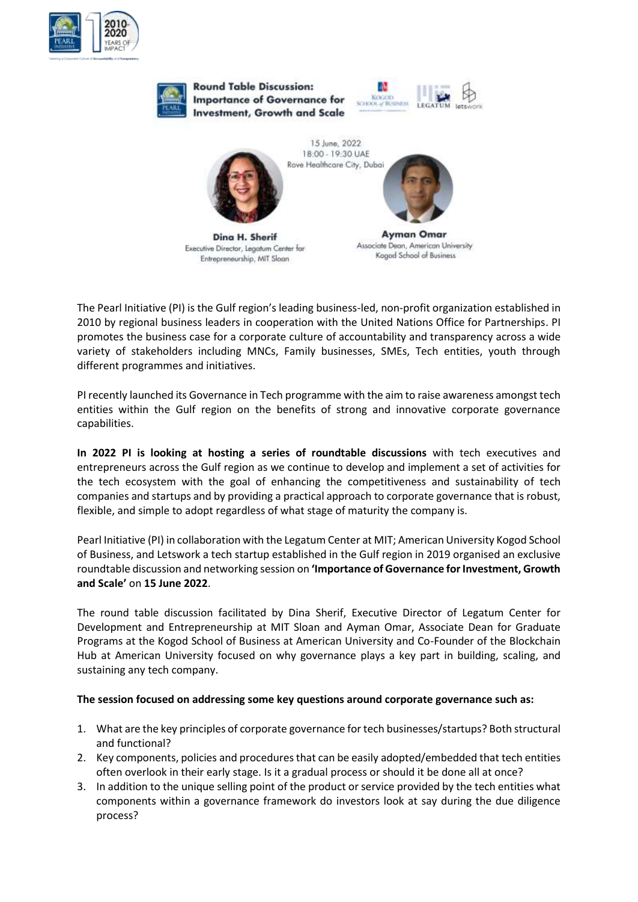## Round Table Discussion: Importance of Governance for Investment, Growth and Scale

15 June, 2022
18:00 - 19:30 UAE
Rove Healthcare City, Dubai

**Dina H. Sherif**
Executive Director, Legatum Center for Entrepreneurship, MIT Sloan

**Ayman Omar**
Associate Dean, American University Kogod School of Business

The Pearl Initiative (PI) is the Gulf region's leading business-led, non-profit organization established in 2010 by regional business leaders in cooperation with the United Nations Office for Partnerships. PI promotes the business case for a corporate culture of accountability and transparency across a wide variety of stakeholders including MNCs, Family businesses, SMEs, Tech entities, youth through different programmes and initiatives.

PI recently launched its Governance in Tech programme with the aim to raise awareness amongst tech entities within the Gulf region on the benefits of strong and innovative corporate governance capabilities.

**In 2022 PI is looking at hosting a series of roundtable discussions** with tech executives and entrepreneurs across the Gulf region as we continue to develop and implement a set of activities for the tech ecosystem with the goal of enhancing the competitiveness and sustainability of tech companies and startups and by providing a practical approach to corporate governance that is robust, flexible, and simple to adopt regardless of what stage of maturity the company is.

Pearl Initiative (PI) in collaboration with the Legatum Center at MIT; American University Kogod School of Business, and Letswork a tech startup established in the Gulf region in 2019 organised an exclusive roundtable discussion and networking session on **'Importance of Governance for Investment, Growth and Scale'** on **15 June 2022**.

The round table discussion facilitated by Dina Sherif, Executive Director of Legatum Center for Development and Entrepreneurship at MIT Sloan and Ayman Omar, Associate Dean for Graduate Programs at the Kogod School of Business at American University and Co-Founder of the Blockchain Hub at American University focused on why governance plays a key part in building, scaling, and sustaining any tech company.

**The session focused on addressing some key questions around corporate governance such as:**

1. What are the key principles of corporate governance for tech businesses/startups? Both structural and functional?
2. Key components, policies and procedures that can be easily adopted/embedded that tech entities often overlook in their early stage. Is it a gradual process or should it be done all at once?
3. In addition to the unique selling point of the product or service provided by the tech entities what components within a governance framework do investors look at say during the due diligence process?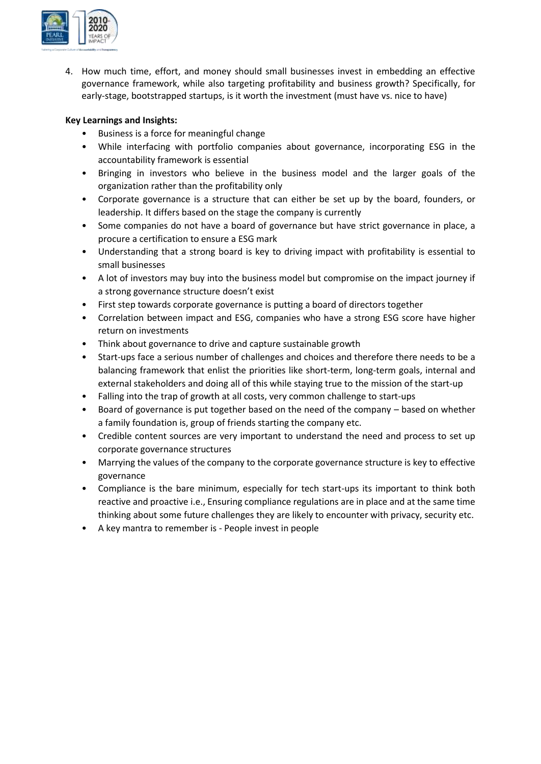4. How much time, effort, and money should small businesses invest in embedding an effective governance framework, while also targeting profitability and business growth? Specifically, for early-stage, bootstrapped startups, is it worth the investment (must have vs. nice to have)

**Key Learnings and Insights:**

- Business is a force for meaningful change
- While interfacing with portfolio companies about governance, incorporating ESG in the accountability framework is essential
- Bringing in investors who believe in the business model and the larger goals of the organization rather than the profitability only
- Corporate governance is a structure that can either be set up by the board, founders, or leadership. It differs based on the stage the company is currently
- Some companies do not have a board of governance but have strict governance in place, a procure a certification to ensure a ESG mark
- Understanding that a strong board is key to driving impact with profitability is essential to small businesses
- A lot of investors may buy into the business model but compromise on the impact journey if a strong governance structure doesn't exist
- First step towards corporate governance is putting a board of directors together
- Correlation between impact and ESG, companies who have a strong ESG score have higher return on investments
- Think about governance to drive and capture sustainable growth
- Start-ups face a serious number of challenges and choices and therefore there needs to be a balancing framework that enlist the priorities like short-term, long-term goals, internal and external stakeholders and doing all of this while staying true to the mission of the start-up
- Falling into the trap of growth at all costs, very common challenge to start-ups
- Board of governance is put together based on the need of the company – based on whether a family foundation is, group of friends starting the company etc.
- Credible content sources are very important to understand the need and process to set up corporate governance structures
- Marrying the values of the company to the corporate governance structure is key to effective governance
- Compliance is the bare minimum, especially for tech start-ups its important to think both reactive and proactive i.e., Ensuring compliance regulations are in place and at the same time thinking about some future challenges they are likely to encounter with privacy, security etc.
- A key mantra to remember is - People invest in people